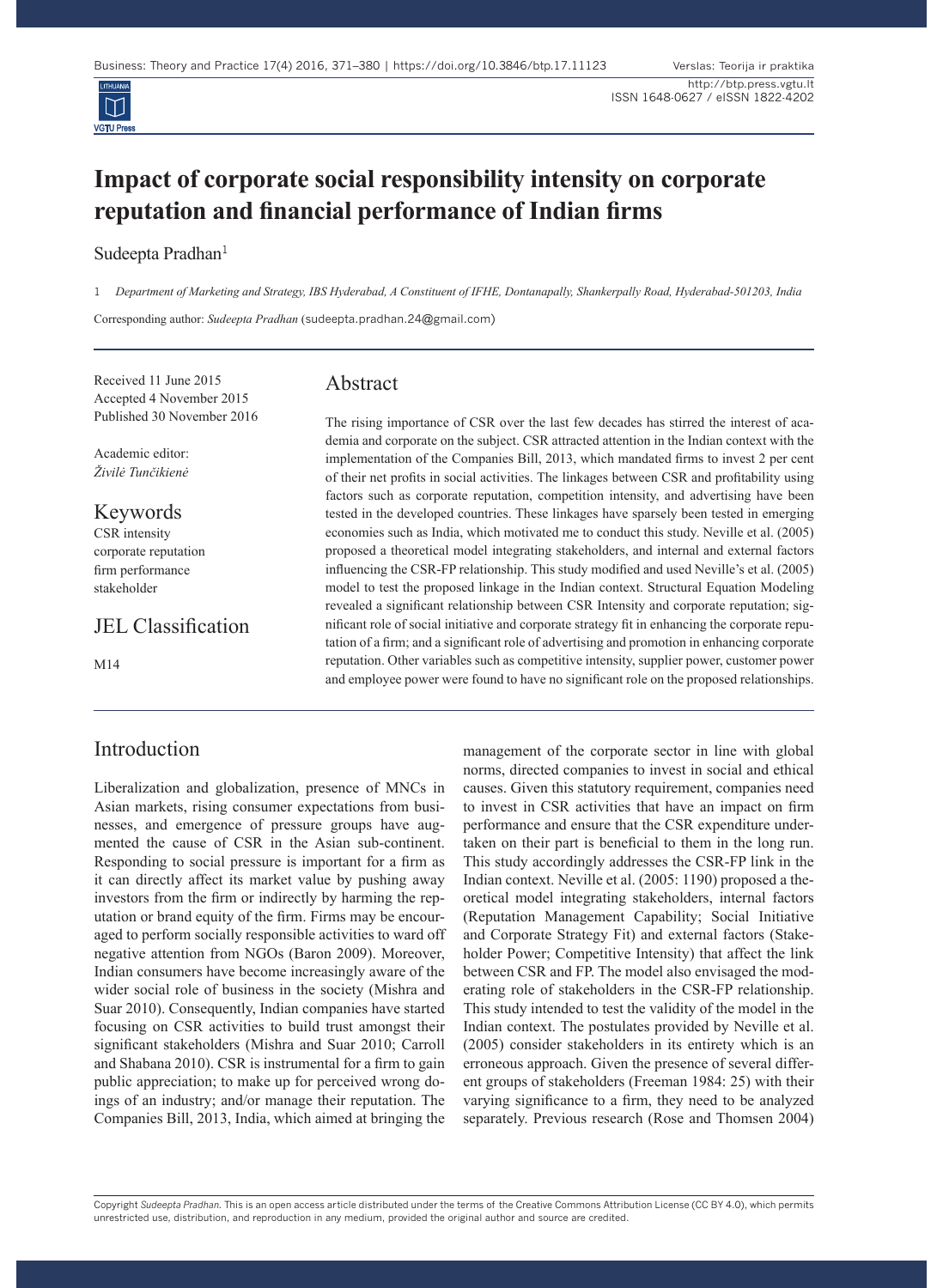# Impact of corporate social responsibility intensity on corporate reputation and financial performance of Indian firms

Sudeepta Pradhan[1]

1 *Department of Marketing and Strategy, IBS Hyderabad, A Constituent of IFHE, Dontanapally, Shankerpally Road, Hyderabad-501203, India*

Corresponding author: *Sudeepta Pradhan* (sudeepta.pradhan.24@gmail.com)

Received 11 June 2015
Accepted 4 November 2015
Published 30 November 2016

Academic editor:
*Živilė Tunčikienė*

## Keywords

CSR intensity
corporate reputation
firm performance
stakeholder

## JEL Classification

M14

## Abstract

The rising importance of CSR over the last few decades has stirred the interest of academia and corporate on the subject. CSR attracted attention in the Indian context with the implementation of the Companies Bill, 2013, which mandated firms to invest 2 per cent of their net profits in social activities. The linkages between CSR and profitability using factors such as corporate reputation, competition intensity, and advertising have been tested in the developed countries. These linkages have sparsely been tested in emerging economies such as India, which motivated me to conduct this study. Neville et al. (2005) proposed a theoretical model integrating stakeholders, and internal and external factors influencing the CSR-FP relationship. This study modified and used Neville's et al. (2005) model to test the proposed linkage in the Indian context. Structural Equation Modeling revealed a significant relationship between CSR Intensity and corporate reputation; significant role of social initiative and corporate strategy fit in enhancing the corporate reputation of a firm; and a significant role of advertising and promotion in enhancing corporate reputation. Other variables such as competitive intensity, supplier power, customer power and employee power were found to have no significant role on the proposed relationships.

## Introduction

Liberalization and globalization, presence of MNCs in Asian markets, rising consumer expectations from businesses, and emergence of pressure groups have augmented the cause of CSR in the Asian sub-continent. Responding to social pressure is important for a firm as it can directly affect its market value by pushing away investors from the firm or indirectly by harming the reputation or brand equity of the firm. Firms may be encouraged to perform socially responsible activities to ward off negative attention from NGOs (Baron 2009). Moreover, Indian consumers have become increasingly aware of the wider social role of business in the society (Mishra and Suar 2010). Consequently, Indian companies have started focusing on CSR activities to build trust amongst their significant stakeholders (Mishra and Suar 2010; Carroll and Shabana 2010). CSR is instrumental for a firm to gain public appreciation; to make up for perceived wrong doings of an industry; and/or manage their reputation. The Companies Bill, 2013, India, which aimed at bringing the management of the corporate sector in line with global norms, directed companies to invest in social and ethical causes. Given this statutory requirement, companies need to invest in CSR activities that have an impact on firm performance and ensure that the CSR expenditure undertaken on their part is beneficial to them in the long run. This study accordingly addresses the CSR-FP link in the Indian context. Neville et al. (2005: 1190) proposed a theoretical model integrating stakeholders, internal factors (Reputation Management Capability; Social Initiative and Corporate Strategy Fit) and external factors (Stakeholder Power; Competitive Intensity) that affect the link between CSR and FP. The model also envisaged the moderating role of stakeholders in the CSR-FP relationship. This study intended to test the validity of the model in the Indian context. The postulates provided by Neville et al. (2005) consider stakeholders in its entirety which is an erroneous approach. Given the presence of several different groups of stakeholders (Freeman 1984: 25) with their varying significance to a firm, they need to be analyzed separately. Previous research (Rose and Thomsen 2004)

Copyright *Sudeepta Pradhan*. This is an open access article distributed under the terms of the Creative Commons Attribution License (CC BY 4.0), which permits unrestricted use, distribution, and reproduction in any medium, provided the original author and source are credited.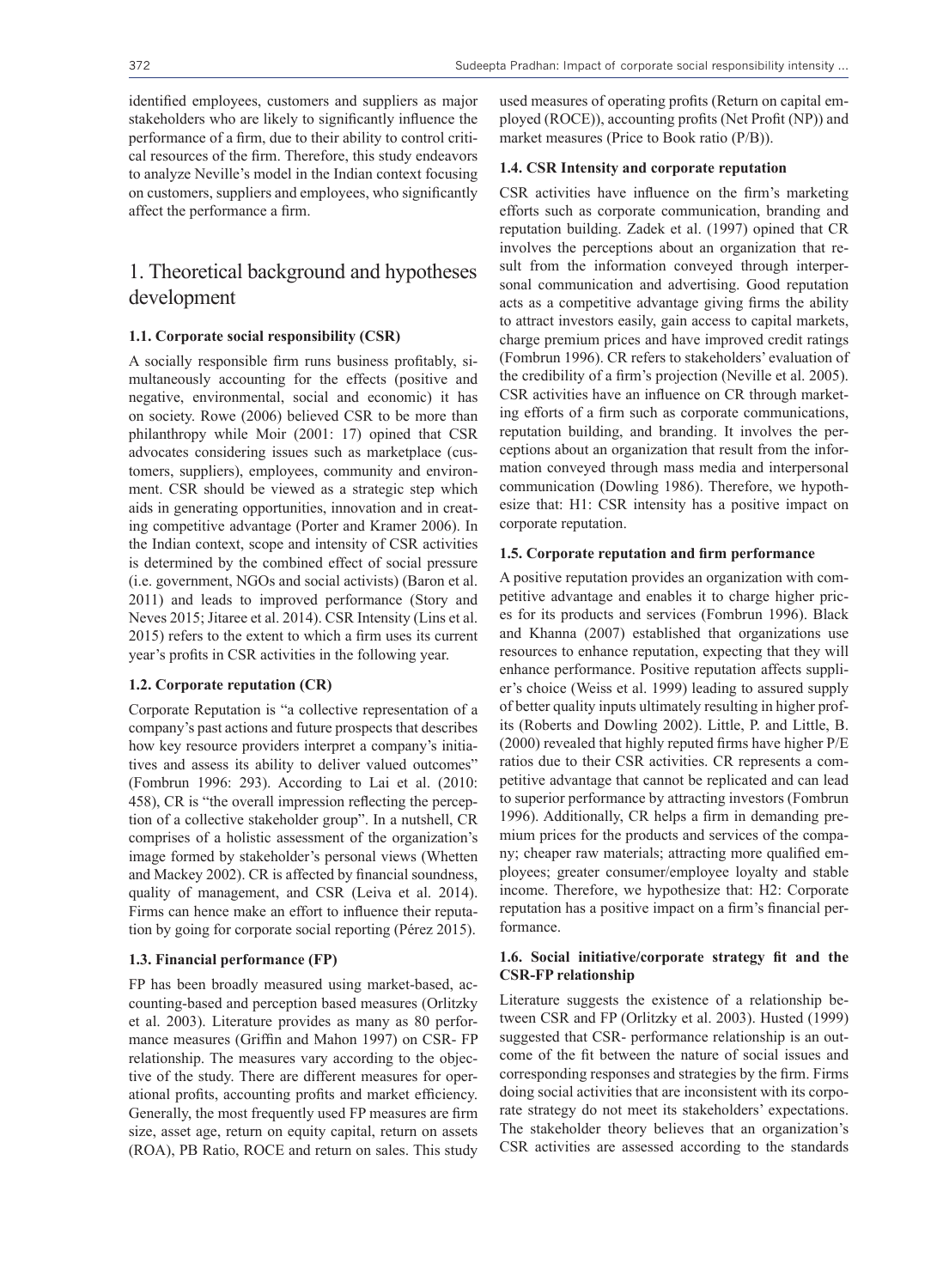identified employees, customers and suppliers as major stakeholders who are likely to significantly influence the performance of a firm, due to their ability to control critical resources of the firm. Therefore, this study endeavors to analyze Neville's model in the Indian context focusing on customers, suppliers and employees, who significantly affect the performance a firm.

# 1. Theoretical background and hypotheses development

### 1.1. Corporate social responsibility (CSR)

A socially responsible firm runs business profitably, simultaneously accounting for the effects (positive and negative, environmental, social and economic) it has on society. Rowe (2006) believed CSR to be more than philanthropy while Moir (2001: 17) opined that CSR advocates considering issues such as marketplace (customers, suppliers), employees, community and environment. CSR should be viewed as a strategic step which aids in generating opportunities, innovation and in creating competitive advantage (Porter and Kramer 2006). In the Indian context, scope and intensity of CSR activities is determined by the combined effect of social pressure (i.e. government, NGOs and social activists) (Baron et al. 2011) and leads to improved performance (Story and Neves 2015; Jitaree et al. 2014). CSR Intensity (Lins et al. 2015) refers to the extent to which a firm uses its current year's profits in CSR activities in the following year.

### 1.2. Corporate reputation (CR)

Corporate Reputation is "a collective representation of a company's past actions and future prospects that describes how key resource providers interpret a company's initiatives and assess its ability to deliver valued outcomes" (Fombrun 1996: 293). According to Lai et al. (2010: 458), CR is "the overall impression reflecting the perception of a collective stakeholder group". In a nutshell, CR comprises of a holistic assessment of the organization's image formed by stakeholder's personal views (Whetten and Mackey 2002). CR is affected by financial soundness, quality of management, and CSR (Leiva et al. 2014). Firms can hence make an effort to influence their reputation by going for corporate social reporting (Pérez 2015).

### 1.3. Financial performance (FP)

FP has been broadly measured using market-based, accounting-based and perception based measures (Orlitzky et al. 2003). Literature provides as many as 80 performance measures (Griffin and Mahon 1997) on CSR- FP relationship. The measures vary according to the objective of the study. There are different measures for operational profits, accounting profits and market efficiency. Generally, the most frequently used FP measures are firm size, asset age, return on equity capital, return on assets (ROA), PB Ratio, ROCE and return on sales. This study used measures of operating profits (Return on capital employed (ROCE)), accounting profits (Net Profit (NP)) and market measures (Price to Book ratio (P/B)).

### 1.4. CSR Intensity and corporate reputation

CSR activities have influence on the firm's marketing efforts such as corporate communication, branding and reputation building. Zadek et al. (1997) opined that CR involves the perceptions about an organization that result from the information conveyed through interpersonal communication and advertising. Good reputation acts as a competitive advantage giving firms the ability to attract investors easily, gain access to capital markets, charge premium prices and have improved credit ratings (Fombrun 1996). CR refers to stakeholders' evaluation of the credibility of a firm's projection (Neville et al. 2005). CSR activities have an influence on CR through marketing efforts of a firm such as corporate communications, reputation building, and branding. It involves the perceptions about an organization that result from the information conveyed through mass media and interpersonal communication (Dowling 1986). Therefore, we hypothesize that: H1: CSR intensity has a positive impact on corporate reputation.

### 1.5. Corporate reputation and firm performance

A positive reputation provides an organization with competitive advantage and enables it to charge higher prices for its products and services (Fombrun 1996). Black and Khanna (2007) established that organizations use resources to enhance reputation, expecting that they will enhance performance. Positive reputation affects supplier's choice (Weiss et al. 1999) leading to assured supply of better quality inputs ultimately resulting in higher profits (Roberts and Dowling 2002). Little, P. and Little, B. (2000) revealed that highly reputed firms have higher P/E ratios due to their CSR activities. CR represents a competitive advantage that cannot be replicated and can lead to superior performance by attracting investors (Fombrun 1996). Additionally, CR helps a firm in demanding premium prices for the products and services of the company; cheaper raw materials; attracting more qualified employees; greater consumer/employee loyalty and stable income. Therefore, we hypothesize that: H2: Corporate reputation has a positive impact on a firm's financial performance.

### 1.6. Social initiative/corporate strategy fit and the CSR-FP relationship

Literature suggests the existence of a relationship between CSR and FP (Orlitzky et al. 2003). Husted (1999) suggested that CSR- performance relationship is an outcome of the fit between the nature of social issues and corresponding responses and strategies by the firm. Firms doing social activities that are inconsistent with its corporate strategy do not meet its stakeholders' expectations. The stakeholder theory believes that an organization's CSR activities are assessed according to the standards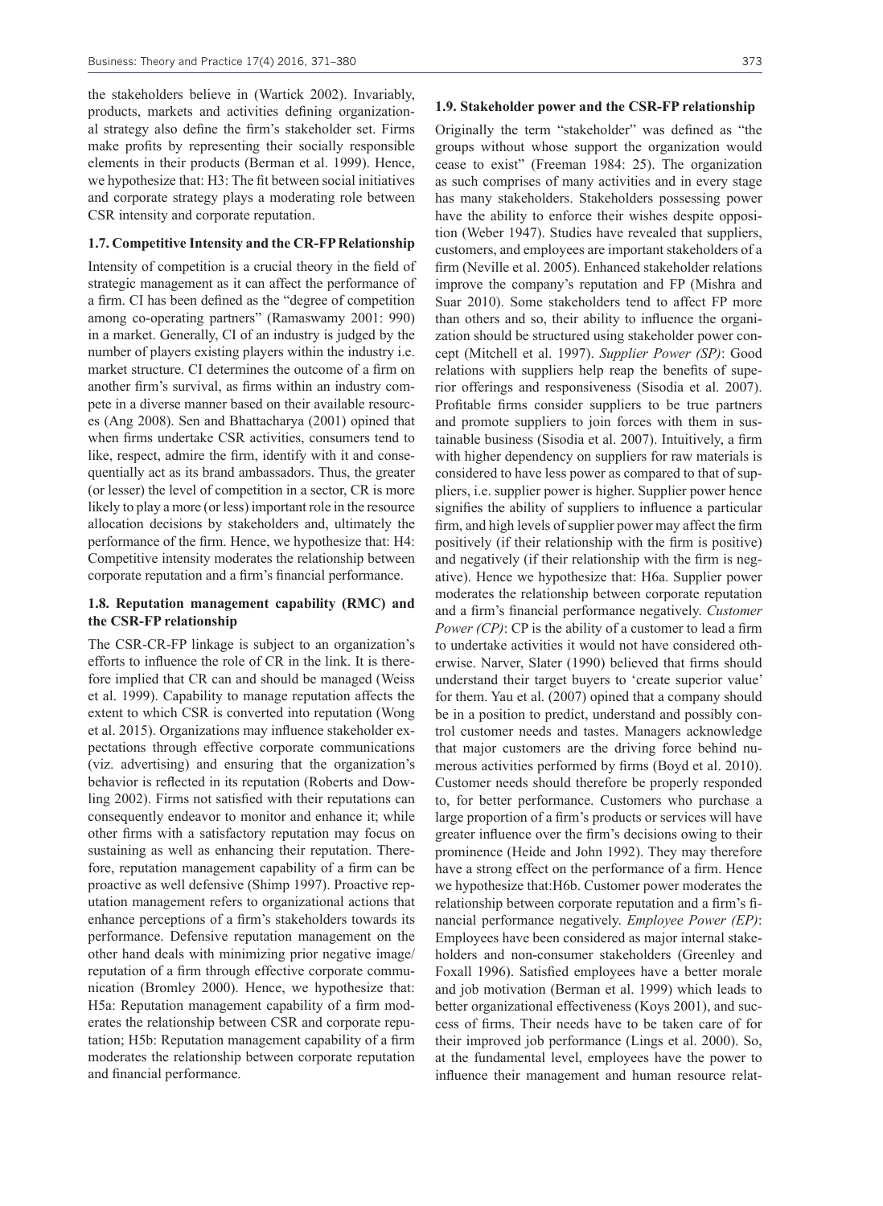the stakeholders believe in (Wartick 2002). Invariably, products, markets and activities defining organizational strategy also define the firm's stakeholder set. Firms make profits by representing their socially responsible elements in their products (Berman et al. 1999). Hence, we hypothesize that: H3: The fit between social initiatives and corporate strategy plays a moderating role between CSR intensity and corporate reputation.

### 1.7. Competitive Intensity and the CR-FP Relationship

Intensity of competition is a crucial theory in the field of strategic management as it can affect the performance of a firm. CI has been defined as the "degree of competition among co-operating partners" (Ramaswamy 2001: 990) in a market. Generally, CI of an industry is judged by the number of players existing players within the industry i.e. market structure. CI determines the outcome of a firm on another firm's survival, as firms within an industry compete in a diverse manner based on their available resources (Ang 2008). Sen and Bhattacharya (2001) opined that when firms undertake CSR activities, consumers tend to like, respect, admire the firm, identify with it and consequentially act as its brand ambassadors. Thus, the greater (or lesser) the level of competition in a sector, CR is more likely to play a more (or less) important role in the resource allocation decisions by stakeholders and, ultimately the performance of the firm. Hence, we hypothesize that: H4: Competitive intensity moderates the relationship between corporate reputation and a firm's financial performance.

### 1.8. Reputation management capability (RMC) and the CSR-FP relationship

The CSR-CR-FP linkage is subject to an organization's efforts to influence the role of CR in the link. It is therefore implied that CR can and should be managed (Weiss et al. 1999). Capability to manage reputation affects the extent to which CSR is converted into reputation (Wong et al. 2015). Organizations may influence stakeholder expectations through effective corporate communications (viz. advertising) and ensuring that the organization's behavior is reflected in its reputation (Roberts and Dowling 2002). Firms not satisfied with their reputations can consequently endeavor to monitor and enhance it; while other firms with a satisfactory reputation may focus on sustaining as well as enhancing their reputation. Therefore, reputation management capability of a firm can be proactive as well defensive (Shimp 1997). Proactive reputation management refers to organizational actions that enhance perceptions of a firm's stakeholders towards its performance. Defensive reputation management on the other hand deals with minimizing prior negative image/reputation of a firm through effective corporate communication (Bromley 2000). Hence, we hypothesize that: H5a: Reputation management capability of a firm moderates the relationship between CSR and corporate reputation; H5b: Reputation management capability of a firm moderates the relationship between corporate reputation and financial performance.

### 1.9. Stakeholder power and the CSR-FP relationship

Originally the term "stakeholder" was defined as "the groups without whose support the organization would cease to exist" (Freeman 1984: 25). The organization as such comprises of many activities and in every stage has many stakeholders. Stakeholders possessing power have the ability to enforce their wishes despite opposition (Weber 1947). Studies have revealed that suppliers, customers, and employees are important stakeholders of a firm (Neville et al. 2005). Enhanced stakeholder relations improve the company's reputation and FP (Mishra and Suar 2010). Some stakeholders tend to affect FP more than others and so, their ability to influence the organization should be structured using stakeholder power concept (Mitchell et al. 1997). *Supplier Power (SP)*: Good relations with suppliers help reap the benefits of superior offerings and responsiveness (Sisodia et al. 2007). Profitable firms consider suppliers to be true partners and promote suppliers to join forces with them in sustainable business (Sisodia et al. 2007). Intuitively, a firm with higher dependency on suppliers for raw materials is considered to have less power as compared to that of suppliers, i.e. supplier power is higher. Supplier power hence signifies the ability of suppliers to influence a particular firm, and high levels of supplier power may affect the firm positively (if their relationship with the firm is positive) and negatively (if their relationship with the firm is negative). Hence we hypothesize that: H6a. Supplier power moderates the relationship between corporate reputation and a firm's financial performance negatively. *Customer Power (CP)*: CP is the ability of a customer to lead a firm to undertake activities it would not have considered otherwise. Narver, Slater (1990) believed that firms should understand their target buyers to 'create superior value' for them. Yau et al. (2007) opined that a company should be in a position to predict, understand and possibly control customer needs and tastes. Managers acknowledge that major customers are the driving force behind numerous activities performed by firms (Boyd et al. 2010). Customer needs should therefore be properly responded to, for better performance. Customers who purchase a large proportion of a firm's products or services will have greater influence over the firm's decisions owing to their prominence (Heide and John 1992). They may therefore have a strong effect on the performance of a firm. Hence we hypothesize that:H6b. Customer power moderates the relationship between corporate reputation and a firm's financial performance negatively. *Employee Power (EP)*: Employees have been considered as major internal stakeholders and non-consumer stakeholders (Greenley and Foxall 1996). Satisfied employees have a better morale and job motivation (Berman et al. 1999) which leads to better organizational effectiveness (Koys 2001), and success of firms. Their needs have to be taken care of for their improved job performance (Lings et al. 2000). So, at the fundamental level, employees have the power to influence their management and human resource relat-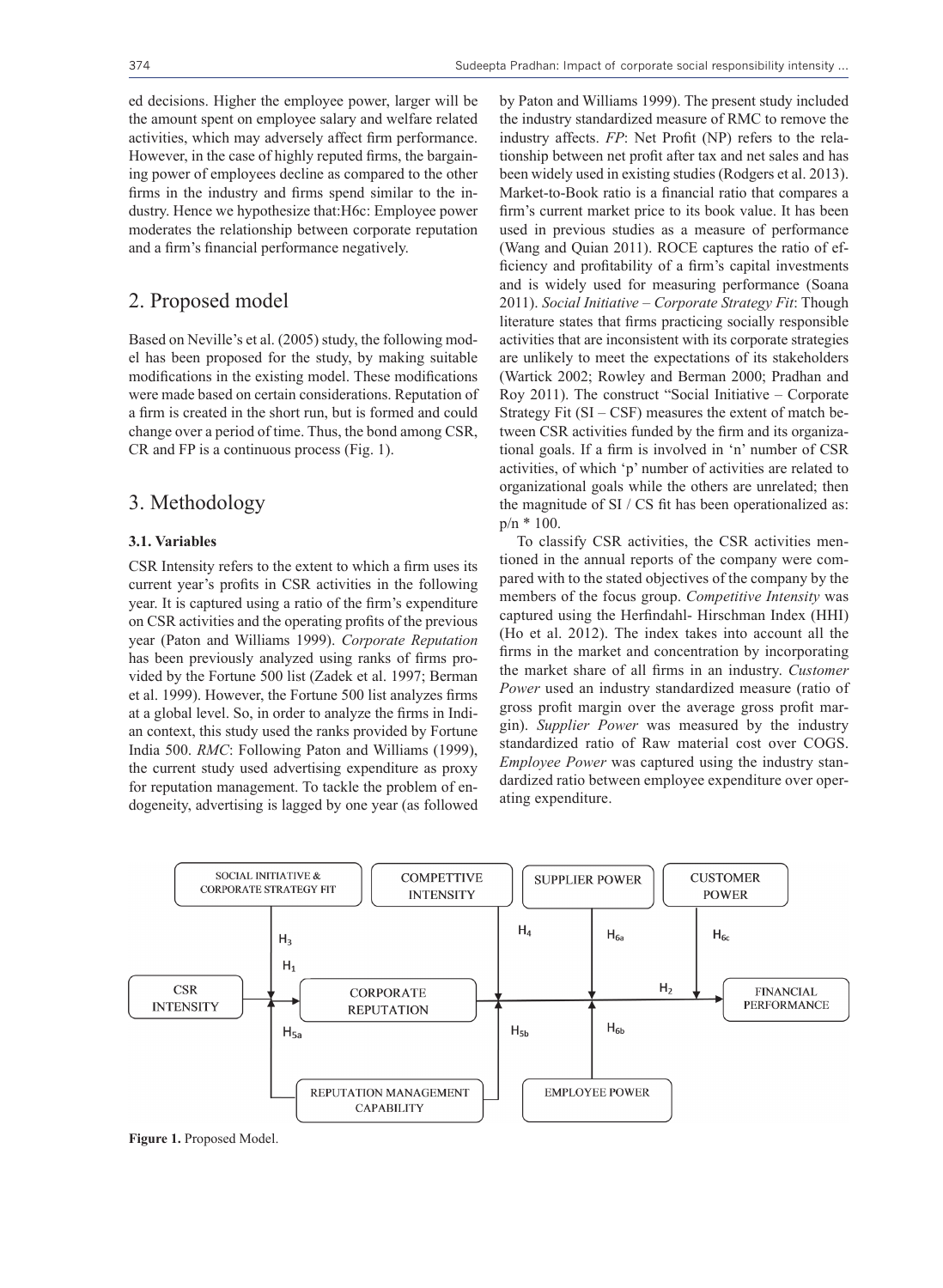ed decisions. Higher the employee power, larger will be the amount spent on employee salary and welfare related activities, which may adversely affect firm performance. However, in the case of highly reputed firms, the bargaining power of employees decline as compared to the other firms in the industry and firms spend similar to the industry. Hence we hypothesize that:H6c: Employee power moderates the relationship between corporate reputation and a firm's financial performance negatively.

## 2. Proposed model

Based on Neville's et al. (2005) study, the following model has been proposed for the study, by making suitable modifications in the existing model. These modifications were made based on certain considerations. Reputation of a firm is created in the short run, but is formed and could change over a period of time. Thus, the bond among CSR, CR and FP is a continuous process (Fig. 1).

## 3. Methodology

### 3.1. Variables

CSR Intensity refers to the extent to which a firm uses its current year's profits in CSR activities in the following year. It is captured using a ratio of the firm's expenditure on CSR activities and the operating profits of the previous year (Paton and Williams 1999). *Corporate Reputation* has been previously analyzed using ranks of firms provided by the Fortune 500 list (Zadek et al. 1997; Berman et al. 1999). However, the Fortune 500 list analyzes firms at a global level. So, in order to analyze the firms in Indian context, this study used the ranks provided by Fortune India 500. *RMC*: Following Paton and Williams (1999), the current study used advertising expenditure as proxy for reputation management. To tackle the problem of endogeneity, advertising is lagged by one year (as followed by Paton and Williams 1999). The present study included the industry standardized measure of RMC to remove the industry affects. *FP*: Net Profit (NP) refers to the relationship between net profit after tax and net sales and has been widely used in existing studies (Rodgers et al. 2013). Market-to-Book ratio is a financial ratio that compares a firm's current market price to its book value. It has been used in previous studies as a measure of performance (Wang and Quian 2011). ROCE captures the ratio of efficiency and profitability of a firm's capital investments and is widely used for measuring performance (Soana 2011). *Social Initiative – Corporate Strategy Fit*: Though literature states that firms practicing socially responsible activities that are inconsistent with its corporate strategies are unlikely to meet the expectations of its stakeholders (Wartick 2002; Rowley and Berman 2000; Pradhan and Roy 2011). The construct "Social Initiative – Corporate Strategy Fit (SI – CSF) measures the extent of match between CSR activities funded by the firm and its organizational goals. If a firm is involved in 'n' number of CSR activities, of which 'p' number of activities are related to organizational goals while the others are unrelated; then the magnitude of SI / CS fit has been operationalized as: $p/n * 100$.

To classify CSR activities, the CSR activities mentioned in the annual reports of the company were compared with to the stated objectives of the company by the members of the focus group. *Competitive Intensity* was captured using the Herfindahl- Hirschman Index (HHI) (Ho et al. 2012). The index takes into account all the firms in the market and concentration by incorporating the market share of all firms in an industry. *Customer Power* used an industry standardized measure (ratio of gross profit margin over the average gross profit margin). *Supplier Power* was measured by the industry standardized ratio of Raw material cost over COGS. *Employee Power* was captured using the industry standardized ratio between employee expenditure over operating expenditure.

**Figure 1.** Proposed Model.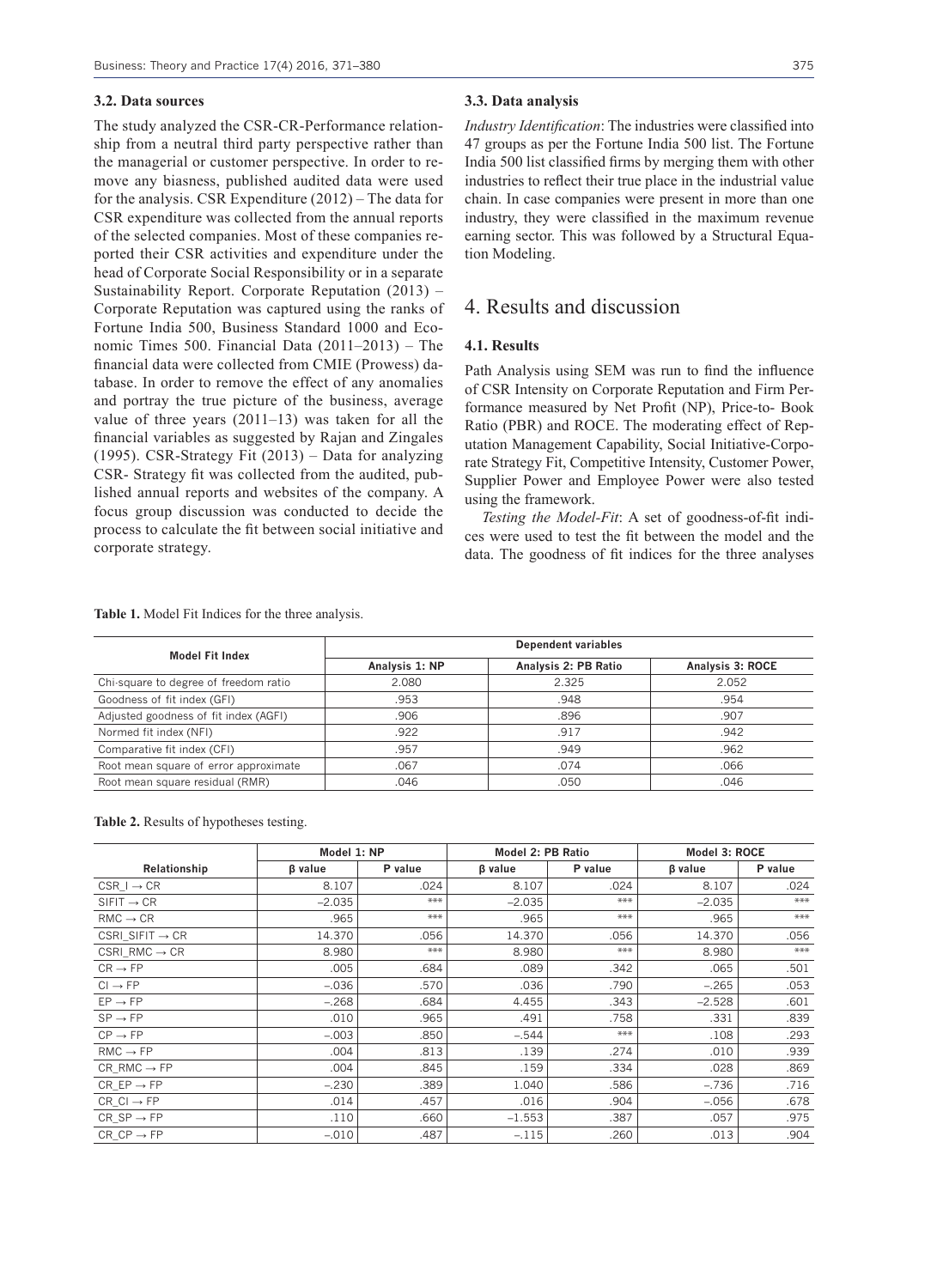### 3.2. Data sources

The study analyzed the CSR-CR-Performance relationship from a neutral third party perspective rather than the managerial or customer perspective. In order to remove any biasness, published audited data were used for the analysis. CSR Expenditure (2012) – The data for CSR expenditure was collected from the annual reports of the selected companies. Most of these companies reported their CSR activities and expenditure under the head of Corporate Social Responsibility or in a separate Sustainability Report. Corporate Reputation (2013) – Corporate Reputation was captured using the ranks of Fortune India 500, Business Standard 1000 and Economic Times 500. Financial Data (2011–2013) – The financial data were collected from CMIE (Prowess) database. In order to remove the effect of any anomalies and portray the true picture of the business, average value of three years (2011–13) was taken for all the financial variables as suggested by Rajan and Zingales (1995). CSR-Strategy Fit (2013) – Data for analyzing CSR- Strategy fit was collected from the audited, published annual reports and websites of the company. A focus group discussion was conducted to decide the process to calculate the fit between social initiative and corporate strategy.

### 3.3. Data analysis

*Industry Identification*: The industries were classified into 47 groups as per the Fortune India 500 list. The Fortune India 500 list classified firms by merging them with other industries to reflect their true place in the industrial value chain. In case companies were present in more than one industry, they were classified in the maximum revenue earning sector. This was followed by a Structural Equation Modeling.

## 4. Results and discussion

### 4.1. Results

Path Analysis using SEM was run to find the influence of CSR Intensity on Corporate Reputation and Firm Performance measured by Net Profit (NP), Price-to- Book Ratio (PBR) and ROCE. The moderating effect of Reputation Management Capability, Social Initiative-Corporate Strategy Fit, Competitive Intensity, Customer Power, Supplier Power and Employee Power were also tested using the framework.

*Testing the Model-Fit*: A set of goodness-of-fit indices were used to test the fit between the model and the data. The goodness of fit indices for the three analyses

**Table 1.** Model Fit Indices for the three analysis.

| Model Fit Index | Dependent variables | | |
|---|---|---|---|
| | Analysis 1: NP | Analysis 2: PB Ratio | Analysis 3: ROCE |
| Chi-square to degree of freedom ratio | 2.080 | 2.325 | 2.052 |
| Goodness of fit index (GFI) | .953 | .948 | .954 |
| Adjusted goodness of fit index (AGFI) | .906 | .896 | .907 |
| Normed fit index (NFI) | .922 | .917 | .942 |
| Comparative fit index (CFI) | .957 | .949 | .962 |
| Root mean square of error approximate | .067 | .074 | .066 |
| Root mean square residual (RMR) | .046 | .050 | .046 |

**Table 2.** Results of hypotheses testing.

| Relationship | Model 1: NP | | Model 2: PB Ratio | | Model 3: ROCE | |
|---|---|---|---|---|---|---|
| | β value | P value | β value | P value | β value | P value |
| CSR_I → CR | 8.107 | .024 | 8.107 | .024 | 8.107 | .024 |
| SIFIT → CR | –2.035 | *** | –2.035 | *** | –2.035 | *** |
| RMC → CR | .965 | *** | .965 | *** | .965 | *** |
| CSRI_SIFIT → CR | 14.370 | .056 | 14.370 | .056 | 14.370 | .056 |
| CSRI_RMC → CR | 8.980 | *** | 8.980 | *** | 8.980 | *** |
| CR → FP | .005 | .684 | .089 | .342 | .065 | .501 |
| CI → FP | –.036 | .570 | .036 | .790 | –.265 | .053 |
| EP → FP | –.268 | .684 | 4.455 | .343 | –2.528 | .601 |
| SP → FP | .010 | .965 | .491 | .758 | .331 | .839 |
| CP → FP | –.003 | .850 | –.544 | *** | .108 | .293 |
| RMC → FP | .004 | .813 | .139 | .274 | .010 | .939 |
| CR_RMC → FP | .004 | .845 | .159 | .334 | .028 | .869 |
| CR_EP → FP | –.230 | .389 | 1.040 | .586 | –.736 | .716 |
| CR_CI → FP | .014 | .457 | .016 | .904 | –.056 | .678 |
| CR_SP → FP | .110 | .660 | –1.553 | .387 | .057 | .975 |
| CR_CP → FP | –.010 | .487 | –.115 | .260 | .013 | .904 |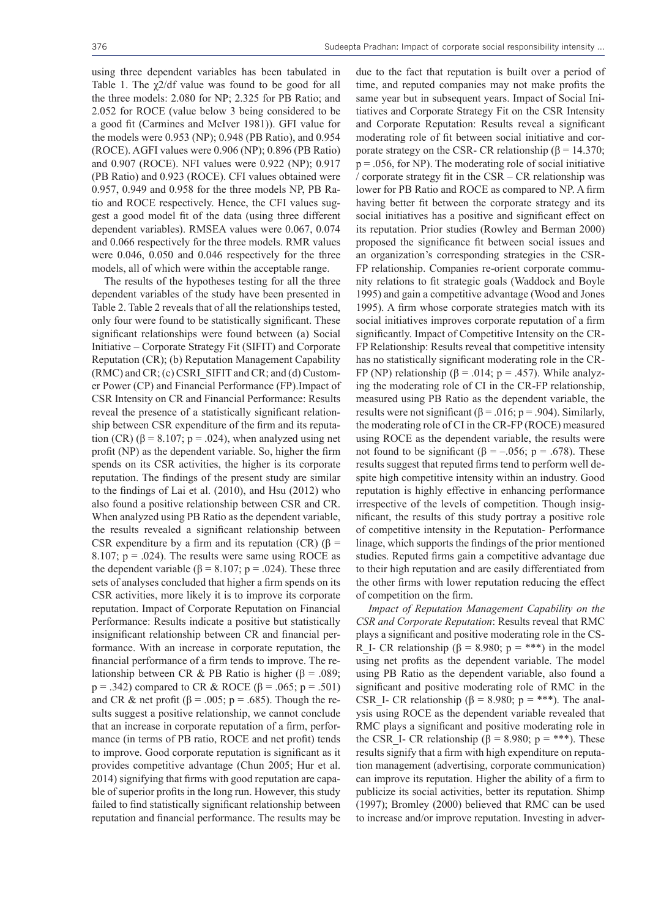using three dependent variables has been tabulated in Table 1. The $\chi2$/df value was found to be good for all the three models: 2.080 for NP; 2.325 for PB Ratio; and 2.052 for ROCE (value below 3 being considered to be a good fit (Carmines and McIver 1981)). GFI value for the models were 0.953 (NP); 0.948 (PB Ratio), and 0.954 (ROCE). AGFI values were 0.906 (NP); 0.896 (PB Ratio) and 0.907 (ROCE). NFI values were 0.922 (NP); 0.917 (PB Ratio) and 0.923 (ROCE). CFI values obtained were 0.957, 0.949 and 0.958 for the three models NP, PB Ratio and ROCE respectively. Hence, the CFI values suggest a good model fit of the data (using three different dependent variables). RMSEA values were 0.067, 0.074 and 0.066 respectively for the three models. RMR values were 0.046, 0.050 and 0.046 respectively for the three models, all of which were within the acceptable range.

The results of the hypotheses testing for all the three dependent variables of the study have been presented in Table 2. Table 2 reveals that of all the relationships tested, only four were found to be statistically significant. These significant relationships were found between (a) Social Initiative – Corporate Strategy Fit (SIFIT) and Corporate Reputation (CR); (b) Reputation Management Capability (RMC) and CR; (c) CSRI_SIFIT and CR; and (d) Customer Power (CP) and Financial Performance (FP).Impact of CSR Intensity on CR and Financial Performance: Results reveal the presence of a statistically significant relationship between CSR expenditure of the firm and its reputation (CR) ($\beta = 8.107$; $p = .024$), when analyzed using net profit (NP) as the dependent variable. So, higher the firm spends on its CSR activities, the higher is its corporate reputation. The findings of the present study are similar to the findings of Lai et al. (2010), and Hsu (2012) who also found a positive relationship between CSR and CR. When analyzed using PB Ratio as the dependent variable, the results revealed a significant relationship between CSR expenditure by a firm and its reputation (CR) ($\beta = 8.107$; $p = .024$). The results were same using ROCE as the dependent variable ($\beta = 8.107$; $p = .024$). These three sets of analyses concluded that higher a firm spends on its CSR activities, more likely it is to improve its corporate reputation. Impact of Corporate Reputation on Financial Performance: Results indicate a positive but statistically insignificant relationship between CR and financial performance. With an increase in corporate reputation, the financial performance of a firm tends to improve. The relationship between CR & PB Ratio is higher ($\beta = .089$; $p = .342$) compared to CR & ROCE ($\beta = .065$; $p = .501$) and CR & net profit ($\beta = .005$; $p = .685$). Though the results suggest a positive relationship, we cannot conclude that an increase in corporate reputation of a firm, performance (in terms of PB ratio, ROCE and net profit) tends to improve. Good corporate reputation is significant as it provides competitive advantage (Chun 2005; Hur et al. 2014) signifying that firms with good reputation are capable of superior profits in the long run. However, this study failed to find statistically significant relationship between reputation and financial performance. The results may be due to the fact that reputation is built over a period of time, and reputed companies may not make profits the same year but in subsequent years. Impact of Social Initiatives and Corporate Strategy Fit on the CSR Intensity and Corporate Reputation: Results reveal a significant moderating role of fit between social initiative and corporate strategy on the CSR- CR relationship ($\beta = 14.370$; $p = .056$, for NP). The moderating role of social initiative / corporate strategy fit in the CSR – CR relationship was lower for PB Ratio and ROCE as compared to NP. A firm having better fit between the corporate strategy and its social initiatives has a positive and significant effect on its reputation. Prior studies (Rowley and Berman 2000) proposed the significance fit between social issues and an organization's corresponding strategies in the CSR-FP relationship. Companies re-orient corporate community relations to fit strategic goals (Waddock and Boyle 1995) and gain a competitive advantage (Wood and Jones 1995). A firm whose corporate strategies match with its social initiatives improves corporate reputation of a firm significantly. Impact of Competitive Intensity on the CR-FP Relationship: Results reveal that competitive intensity has no statistically significant moderating role in the CR-FP (NP) relationship ($\beta = .014$; $p = .457$). While analyzing the moderating role of CI in the CR-FP relationship, measured using PB Ratio as the dependent variable, the results were not significant ($\beta = .016$; $p = .904$). Similarly, the moderating role of CI in the CR-FP (ROCE) measured using ROCE as the dependent variable, the results were not found to be significant ($\beta = -.056$; $p = .678$). These results suggest that reputed firms tend to perform well despite high competitive intensity within an industry. Good reputation is highly effective in enhancing performance irrespective of the levels of competition. Though insignificant, the results of this study portray a positive role of competitive intensity in the Reputation- Performance linage, which supports the findings of the prior mentioned studies. Reputed firms gain a competitive advantage due to their high reputation and are easily differentiated from the other firms with lower reputation reducing the effect of competition on the firm.

*Impact of Reputation Management Capability on the CSR and Corporate Reputation*: Results reveal that RMC plays a significant and positive moderating role in the CSR_I- CR relationship ($\beta = 8.980$; p = ***) in the model using net profits as the dependent variable. The model using PB Ratio as the dependent variable, also found a significant and positive moderating role of RMC in the CSR_I- CR relationship ($\beta = 8.980$; p = ***). The analysis using ROCE as the dependent variable revealed that RMC plays a significant and positive moderating role in the CSR_I- CR relationship ($\beta = 8.980$; p = ***). These results signify that a firm with high expenditure on reputation management (advertising, corporate communication) can improve its reputation. Higher the ability of a firm to publicize its social activities, better its reputation. Shimp (1997); Bromley (2000) believed that RMC can be used to increase and/or improve reputation. Investing in adver-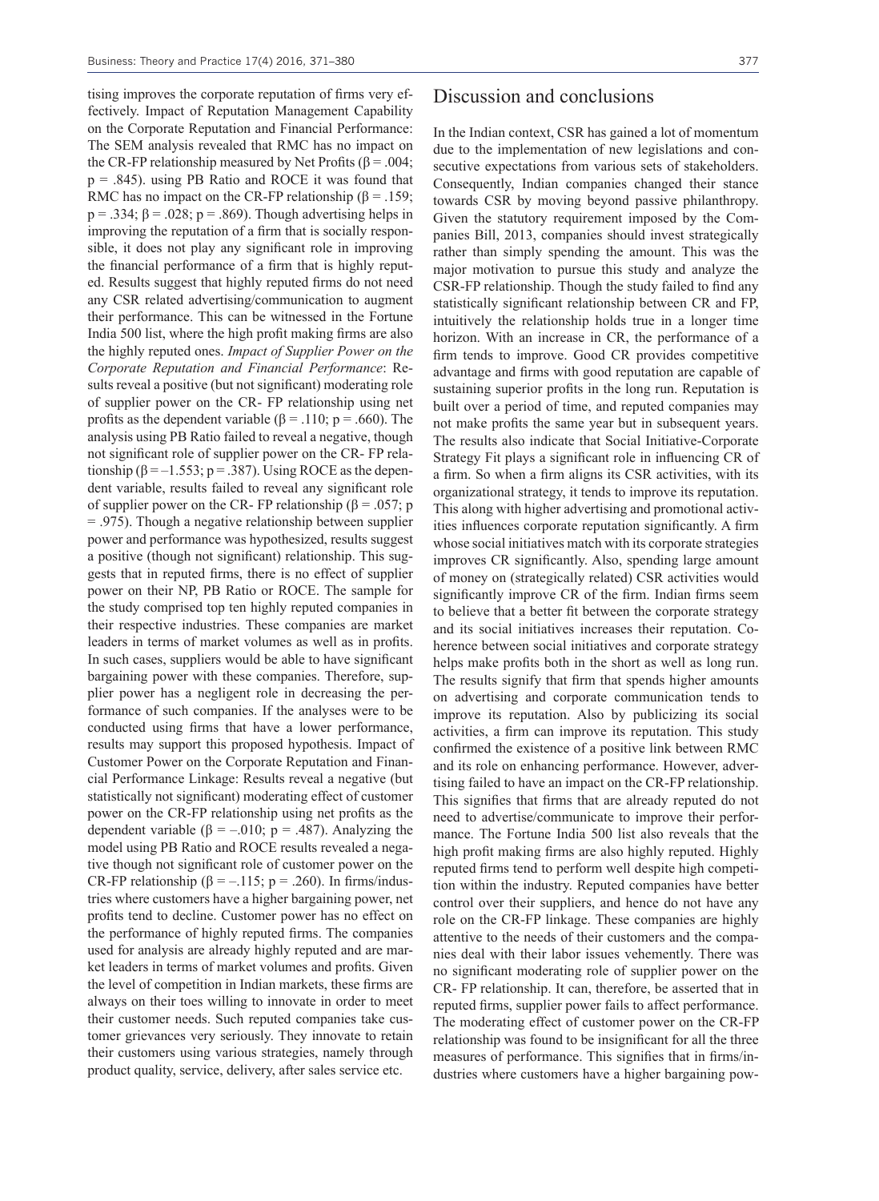tising improves the corporate reputation of firms very effectively. Impact of Reputation Management Capability on the Corporate Reputation and Financial Performance: The SEM analysis revealed that RMC has no impact on the CR-FP relationship measured by Net Profits ($\beta = .004$; $p = .845$). using PB Ratio and ROCE it was found that RMC has no impact on the CR-FP relationship ($\beta = .159$; $p = .334$; $\beta = .028$; $p = .869$). Though advertising helps in improving the reputation of a firm that is socially responsible, it does not play any significant role in improving the financial performance of a firm that is highly reputed. Results suggest that highly reputed firms do not need any CSR related advertising/communication to augment their performance. This can be witnessed in the Fortune India 500 list, where the high profit making firms are also the highly reputed ones. *Impact of Supplier Power on the Corporate Reputation and Financial Performance*: Results reveal a positive (but not significant) moderating role of supplier power on the CR- FP relationship using net profits as the dependent variable ($\beta = .110$; $p = .660$). The analysis using PB Ratio failed to reveal a negative, though not significant role of supplier power on the CR- FP relationship ($\beta = -1.553$; $p = .387$). Using ROCE as the dependent variable, results failed to reveal any significant role of supplier power on the CR- FP relationship ($\beta = .057$; $p = .975$). Though a negative relationship between supplier power and performance was hypothesized, results suggest a positive (though not significant) relationship. This suggests that in reputed firms, there is no effect of supplier power on their NP, PB Ratio or ROCE. The sample for the study comprised top ten highly reputed companies in their respective industries. These companies are market leaders in terms of market volumes as well as in profits. In such cases, suppliers would be able to have significant bargaining power with these companies. Therefore, supplier power has a negligent role in decreasing the performance of such companies. If the analyses were to be conducted using firms that have a lower performance, results may support this proposed hypothesis. Impact of Customer Power on the Corporate Reputation and Financial Performance Linkage: Results reveal a negative (but statistically not significant) moderating effect of customer power on the CR-FP relationship using net profits as the dependent variable ($\beta = -.010$; $p = .487$). Analyzing the model using PB Ratio and ROCE results revealed a negative though not significant role of customer power on the CR-FP relationship ($\beta = -.115$; $p = .260$). In firms/industries where customers have a higher bargaining power, net profits tend to decline. Customer power has no effect on the performance of highly reputed firms. The companies used for analysis are already highly reputed and are market leaders in terms of market volumes and profits. Given the level of competition in Indian markets, these firms are always on their toes willing to innovate in order to meet their customer needs. Such reputed companies take customer grievances very seriously. They innovate to retain their customers using various strategies, namely through product quality, service, delivery, after sales service etc.

## Discussion and conclusions

In the Indian context, CSR has gained a lot of momentum due to the implementation of new legislations and consecutive expectations from various sets of stakeholders. Consequently, Indian companies changed their stance towards CSR by moving beyond passive philanthropy. Given the statutory requirement imposed by the Companies Bill, 2013, companies should invest strategically rather than simply spending the amount. This was the major motivation to pursue this study and analyze the CSR-FP relationship. Though the study failed to find any statistically significant relationship between CR and FP, intuitively the relationship holds true in a longer time horizon. With an increase in CR, the performance of a firm tends to improve. Good CR provides competitive advantage and firms with good reputation are capable of sustaining superior profits in the long run. Reputation is built over a period of time, and reputed companies may not make profits the same year but in subsequent years. The results also indicate that Social Initiative-Corporate Strategy Fit plays a significant role in influencing CR of a firm. So when a firm aligns its CSR activities, with its organizational strategy, it tends to improve its reputation. This along with higher advertising and promotional activities influences corporate reputation significantly. A firm whose social initiatives match with its corporate strategies improves CR significantly. Also, spending large amount of money on (strategically related) CSR activities would significantly improve CR of the firm. Indian firms seem to believe that a better fit between the corporate strategy and its social initiatives increases their reputation. Coherence between social initiatives and corporate strategy helps make profits both in the short as well as long run. The results signify that firm that spends higher amounts on advertising and corporate communication tends to improve its reputation. Also by publicizing its social activities, a firm can improve its reputation. This study confirmed the existence of a positive link between RMC and its role on enhancing performance. However, advertising failed to have an impact on the CR-FP relationship. This signifies that firms that are already reputed do not need to advertise/communicate to improve their performance. The Fortune India 500 list also reveals that the high profit making firms are also highly reputed. Highly reputed firms tend to perform well despite high competition within the industry. Reputed companies have better control over their suppliers, and hence do not have any role on the CR-FP linkage. These companies are highly attentive to the needs of their customers and the companies deal with their labor issues vehemently. There was no significant moderating role of supplier power on the CR- FP relationship. It can, therefore, be asserted that in reputed firms, supplier power fails to affect performance. The moderating effect of customer power on the CR-FP relationship was found to be insignificant for all the three measures of performance. This signifies that in firms/industries where customers have a higher bargaining pow-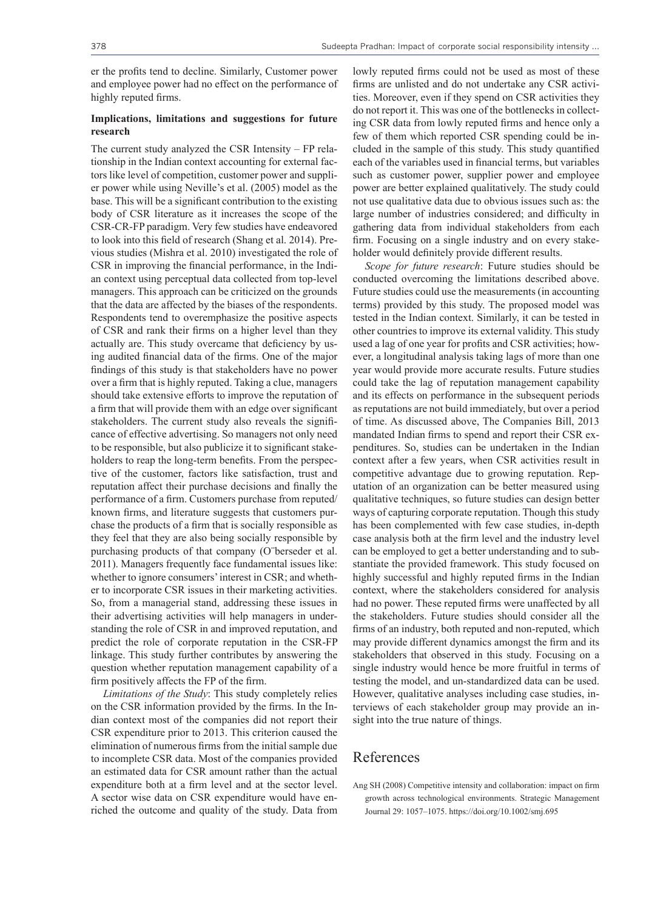er the profits tend to decline. Similarly, Customer power and employee power had no effect on the performance of highly reputed firms.

## Implications, limitations and suggestions for future research

The current study analyzed the CSR Intensity – FP relationship in the Indian context accounting for external factors like level of competition, customer power and supplier power while using Neville's et al. (2005) model as the base. This will be a significant contribution to the existing body of CSR literature as it increases the scope of the CSR-CR-FP paradigm. Very few studies have endeavored to look into this field of research (Shang et al. 2014). Previous studies (Mishra et al. 2010) investigated the role of CSR in improving the financial performance, in the Indian context using perceptual data collected from top-level managers. This approach can be criticized on the grounds that the data are affected by the biases of the respondents. Respondents tend to overemphasize the positive aspects of CSR and rank their firms on a higher level than they actually are. This study overcame that deficiency by using audited financial data of the firms. One of the major findings of this study is that stakeholders have no power over a firm that is highly reputed. Taking a clue, managers should take extensive efforts to improve the reputation of a firm that will provide them with an edge over significant stakeholders. The current study also reveals the significance of effective advertising. So managers not only need to be responsible, but also publicize it to significant stakeholders to reap the long-term benefits. From the perspective of the customer, factors like satisfaction, trust and reputation affect their purchase decisions and finally the performance of a firm. Customers purchase from reputed/known firms, and literature suggests that customers purchase the products of a firm that is socially responsible as they feel that they are also being socially responsible by purchasing products of that company (Öberseder et al. 2011). Managers frequently face fundamental issues like: whether to ignore consumers' interest in CSR; and whether to incorporate CSR issues in their marketing activities. So, from a managerial stand, addressing these issues in their advertising activities will help managers in understanding the role of CSR in and improved reputation, and predict the role of corporate reputation in the CSR-FP linkage. This study further contributes by answering the question whether reputation management capability of a firm positively affects the FP of the firm.

*Limitations of the Study*: This study completely relies on the CSR information provided by the firms. In the Indian context most of the companies did not report their CSR expenditure prior to 2013. This criterion caused the elimination of numerous firms from the initial sample due to incomplete CSR data. Most of the companies provided an estimated data for CSR amount rather than the actual expenditure both at a firm level and at the sector level. A sector wise data on CSR expenditure would have enriched the outcome and quality of the study. Data from lowly reputed firms could not be used as most of these firms are unlisted and do not undertake any CSR activities. Moreover, even if they spend on CSR activities they do not report it. This was one of the bottlenecks in collecting CSR data from lowly reputed firms and hence only a few of them which reported CSR spending could be included in the sample of this study. This study quantified each of the variables used in financial terms, but variables such as customer power, supplier power and employee power are better explained qualitatively. The study could not use qualitative data due to obvious issues such as: the large number of industries considered; and difficulty in gathering data from individual stakeholders from each firm. Focusing on a single industry and on every stakeholder would definitely provide different results.

*Scope for future research*: Future studies should be conducted overcoming the limitations described above. Future studies could use the measurements (in accounting terms) provided by this study. The proposed model was tested in the Indian context. Similarly, it can be tested in other countries to improve its external validity. This study used a lag of one year for profits and CSR activities; however, a longitudinal analysis taking lags of more than one year would provide more accurate results. Future studies could take the lag of reputation management capability and its effects on performance in the subsequent periods as reputations are not build immediately, but over a period of time. As discussed above, The Companies Bill, 2013 mandated Indian firms to spend and report their CSR expenditures. So, studies can be undertaken in the Indian context after a few years, when CSR activities result in competitive advantage due to growing reputation. Reputation of an organization can be better measured using qualitative techniques, so future studies can design better ways of capturing corporate reputation. Though this study has been complemented with few case studies, in-depth case analysis both at the firm level and the industry level can be employed to get a better understanding and to substantiate the provided framework. This study focused on highly successful and highly reputed firms in the Indian context, where the stakeholders considered for analysis had no power. These reputed firms were unaffected by all the stakeholders. Future studies should consider all the firms of an industry, both reputed and non-reputed, which may provide different dynamics amongst the firm and its stakeholders that observed in this study. Focusing on a single industry would hence be more fruitful in terms of testing the model, and un-standardized data can be used. However, qualitative analyses including case studies, interviews of each stakeholder group may provide an insight into the true nature of things.

# References

Ang SH (2008) Competitive intensity and collaboration: impact on firm growth across technological environments. Strategic Management Journal 29: 1057–1075. https://doi.org/10.1002/smj.695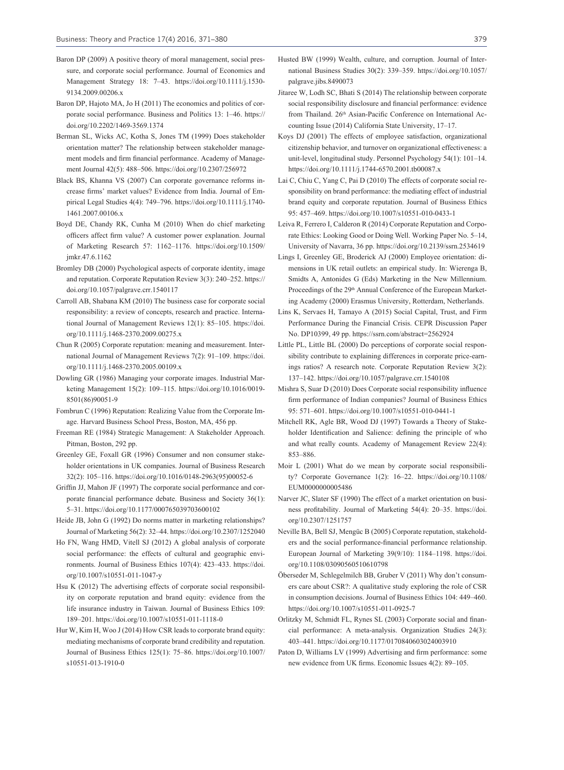Baron DP (2009) A positive theory of moral management, social pressure, and corporate social performance. Journal of Economics and Management Strategy 18: 7–43. https://doi.org/10.1111/j.1530-9134.2009.00206.x

Baron DP, Hajoto MA, Jo H (2011) The economics and politics of corporate social performance. Business and Politics 13: 1–46. https://doi.org/10.2202/1469-3569.1374

Berman SL, Wicks AC, Kotha S, Jones TM (1999) Does stakeholder orientation matter? The relationship between stakeholder management models and firm financial performance. Academy of Management Journal 42(5): 488–506. https://doi.org/10.2307/256972

Black BS, Khanna VS (2007) Can corporate governance reforms increase firms' market values? Evidence from India. Journal of Empirical Legal Studies 4(4): 749–796. https://doi.org/10.1111/j.1740-1461.2007.00106.x

Boyd DE, Chandy RK, Cunha M (2010) When do chief marketing officers affect firm value? A customer power explanation. Journal of Marketing Research 57: 1162–1176. https://doi.org/10.1509/jmkr.47.6.1162

Bromley DB (2000) Psychological aspects of corporate identity, image and reputation. Corporate Reputation Review 3(3): 240–252. https://doi.org/10.1057/palgrave.crr.1540117

Carroll AB, Shabana KM (2010) The business case for corporate social responsibility: a review of concepts, research and practice. International Journal of Management Reviews 12(1): 85–105. https://doi.org/10.1111/j.1468-2370.2009.00275.x

Chun R (2005) Corporate reputation: meaning and measurement. International Journal of Management Reviews 7(2): 91–109. https://doi.org/10.1111/j.1468-2370.2005.00109.x

Dowling GR (1986) Managing your corporate images. Industrial Marketing Management 15(2): 109–115. https://doi.org/10.1016/0019-8501(86)90051-9

Fombrun C (1996) Reputation: Realizing Value from the Corporate Image. Harvard Business School Press, Boston, MA, 456 pp.

Freeman RE (1984) Strategic Management: A Stakeholder Approach. Pitman, Boston, 292 pp.

Greenley GE, Foxall GR (1996) Consumer and non consumer stakeholder orientations in UK companies. Journal of Business Research 32(2): 105–116. https://doi.org/10.1016/0148-2963(95)00052-6

Griffin JJ, Mahon JF (1997) The corporate social performance and corporate financial performance debate. Business and Society 36(1): 5–31. https://doi.org/10.1177/000765039703600102

Heide JB, John G (1992) Do norms matter in marketing relationships? Journal of Marketing 56(2): 32–44. https://doi.org/10.2307/1252040

Ho FN, Wang HMD, Vitell SJ (2012) A global analysis of corporate social performance: the effects of cultural and geographic environments. Journal of Business Ethics 107(4): 423–433. https://doi.org/10.1007/s10551-011-1047-y

Hsu K (2012) The advertising effects of corporate social responsibility on corporate reputation and brand equity: evidence from the life insurance industry in Taiwan. Journal of Business Ethics 109: 189–201. https://doi.org/10.1007/s10551-011-1118-0

Hur W, Kim H, Woo J (2014) How CSR leads to corporate brand equity: mediating mechanisms of corporate brand credibility and reputation. Journal of Business Ethics 125(1): 75–86. https://doi.org/10.1007/s10551-013-1910-0

Husted BW (1999) Wealth, culture, and corruption. Journal of International Business Studies 30(2): 339–359. https://doi.org/10.1057/palgrave.jibs.8490073

Jitaree W, Lodh SC, Bhati S (2014) The relationship between corporate social responsibility disclosure and financial performance: evidence from Thailand. 26th Asian-Pacific Conference on International Accounting Issue (2014) California State University, 17–17.

Koys DJ (2001) The effects of employee satisfaction, organizational citizenship behavior, and turnover on organizational effectiveness: a unit-level, longitudinal study. Personnel Psychology 54(1): 101–14. https://doi.org/10.1111/j.1744-6570.2001.tb00087.x

Lai C, Chiu C, Yang C, Pai D (2010) The effects of corporate social responsibility on brand performance: the mediating effect of industrial brand equity and corporate reputation. Journal of Business Ethics 95: 457–469. https://doi.org/10.1007/s10551-010-0433-1

Leiva R, Ferrero I, Calderon R (2014) Corporate Reputation and Corporate Ethics: Looking Good or Doing Well. Working Paper No. 5–14, University of Navarra, 36 pp. https://doi.org/10.2139/ssrn.2534619

Lings I, Greenley GE, Broderick AJ (2000) Employee orientation: dimensions in UK retail outlets: an empirical study. In: Wierenga B, Smidts A, Antonides G (Eds) Marketing in the New Millennium. Proceedings of the 29th Annual Conference of the European Marketing Academy (2000) Erasmus University, Rotterdam, Netherlands.

Lins K, Servaes H, Tamayo A (2015) Social Capital, Trust, and Firm Performance During the Financial Crisis. CEPR Discussion Paper No. DP10399, 49 pp. https://ssrn.com/abstract=2562924

Little PL, Little BL (2000) Do perceptions of corporate social responsibility contribute to explaining differences in corporate price-earnings ratios? A research note. Corporate Reputation Review 3(2): 137–142. https://doi.org/10.1057/palgrave.crr.1540108

Mishra S, Suar D (2010) Does Corporate social responsibility influence firm performance of Indian companies? Journal of Business Ethics 95: 571–601. https://doi.org/10.1007/s10551-010-0441-1

Mitchell RK, Agle BR, Wood DJ (1997) Towards a Theory of Stakeholder Identification and Salience: defining the principle of who and what really counts. Academy of Management Review 22(4): 853–886.

Moir L (2001) What do we mean by corporate social responsibility? Corporate Governance 1(2): 16–22. https://doi.org/10.1108/EUM0000000005486

Narver JC, Slater SF (1990) The effect of a market orientation on business profitability. Journal of Marketing 54(4): 20–35. https://doi.org/10.2307/1251757

Neville BA, Bell SJ, Mengüc B (2005) Corporate reputation, stakeholders and the social performance-financial performance relationship. European Journal of Marketing 39(9/10): 1184–1198. https://doi.org/10.1108/03090560510610798

Öberseder M, Schlegelmilch BB, Gruber V (2011) Why don't consumers care about CSR?: A qualitative study exploring the role of CSR in consumption decisions. Journal of Business Ethics 104: 449–460. https://doi.org/10.1007/s10551-011-0925-7

Orlitzky M, Schmidt FL, Rynes SL (2003) Corporate social and financial performance: A meta-analysis. Organization Studies 24(3): 403–441. https://doi.org/10.1177/0170840603024003910

Paton D, Williams LV (1999) Advertising and firm performance: some new evidence from UK firms. Economic Issues 4(2): 89–105.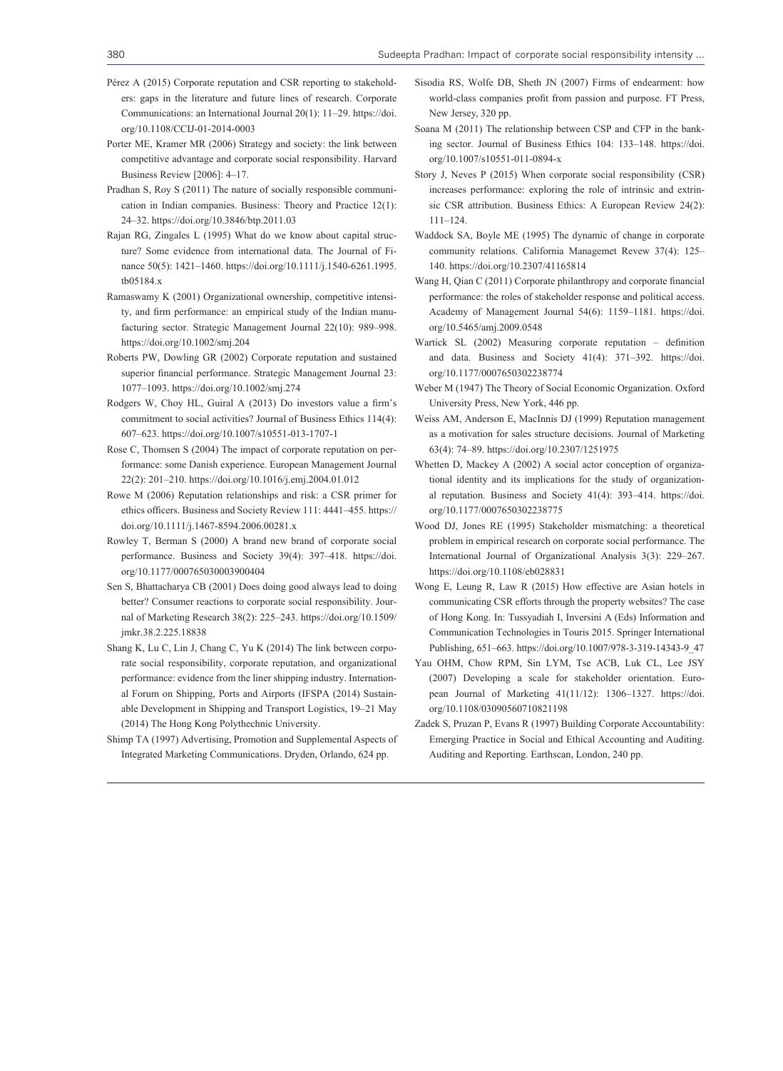Pérez A (2015) Corporate reputation and CSR reporting to stakeholders: gaps in the literature and future lines of research. Corporate Communications: an International Journal 20(1): 11–29. https://doi.org/10.1108/CCIJ-01-2014-0003

Porter ME, Kramer MR (2006) Strategy and society: the link between competitive advantage and corporate social responsibility. Harvard Business Review [2006]: 4–17.

Pradhan S, Roy S (2011) The nature of socially responsible communication in Indian companies. Business: Theory and Practice 12(1): 24–32. https://doi.org/10.3846/btp.2011.03

Rajan RG, Zingales L (1995) What do we know about capital structure? Some evidence from international data. The Journal of Finance 50(5): 1421–1460. https://doi.org/10.1111/j.1540-6261.1995.tb05184.x

Ramaswamy K (2001) Organizational ownership, competitive intensity, and firm performance: an empirical study of the Indian manufacturing sector. Strategic Management Journal 22(10): 989–998. https://doi.org/10.1002/smj.204

Roberts PW, Dowling GR (2002) Corporate reputation and sustained superior financial performance. Strategic Management Journal 23: 1077–1093. https://doi.org/10.1002/smj.274

Rodgers W, Choy HL, Guiral A (2013) Do investors value a firm's commitment to social activities? Journal of Business Ethics 114(4): 607–623. https://doi.org/10.1007/s10551-013-1707-1

Rose C, Thomsen S (2004) The impact of corporate reputation on performance: some Danish experience. European Management Journal 22(2): 201–210. https://doi.org/10.1016/j.emj.2004.01.012

Rowe M (2006) Reputation relationships and risk: a CSR primer for ethics officers. Business and Society Review 111: 4441–455. https://doi.org/10.1111/j.1467-8594.2006.00281.x

Rowley T, Berman S (2000) A brand new brand of corporate social performance. Business and Society 39(4): 397–418. https://doi.org/10.1177/000765030003900404

Sen S, Bhattacharya CB (2001) Does doing good always lead to doing better? Consumer reactions to corporate social responsibility. Journal of Marketing Research 38(2): 225–243. https://doi.org/10.1509/jmkr.38.2.225.18838

Shang K, Lu C, Lin J, Chang C, Yu K (2014) The link between corporate social responsibility, corporate reputation, and organizational performance: evidence from the liner shipping industry. International Forum on Shipping, Ports and Airports (IFSPA (2014) Sustainable Development in Shipping and Transport Logistics, 19–21 May (2014) The Hong Kong Polythechnic University.

Shimp TA (1997) Advertising, Promotion and Supplemental Aspects of Integrated Marketing Communications. Dryden, Orlando, 624 pp.

Sisodia RS, Wolfe DB, Sheth JN (2007) Firms of endearment: how world-class companies profit from passion and purpose. FT Press, New Jersey, 320 pp.

Soana M (2011) The relationship between CSP and CFP in the banking sector. Journal of Business Ethics 104: 133–148. https://doi.org/10.1007/s10551-011-0894-x

Story J, Neves P (2015) When corporate social responsibility (CSR) increases performance: exploring the role of intrinsic and extrinsic CSR attribution. Business Ethics: A European Review 24(2): 111–124.

Waddock SA, Boyle ME (1995) The dynamic of change in corporate community relations. California Managemet Revew 37(4): 125–140. https://doi.org/10.2307/41165814

Wang H, Qian C (2011) Corporate philanthropy and corporate financial performance: the roles of stakeholder response and political access. Academy of Management Journal 54(6): 1159–1181. https://doi.org/10.5465/amj.2009.0548

Wartick SL (2002) Measuring corporate reputation – definition and data. Business and Society 41(4): 371–392. https://doi.org/10.1177/0007650302238774

Weber M (1947) The Theory of Social Economic Organization. Oxford University Press, New York, 446 pp.

Weiss AM, Anderson E, MacInnis DJ (1999) Reputation management as a motivation for sales structure decisions. Journal of Marketing 63(4): 74–89. https://doi.org/10.2307/1251975

Whetten D, Mackey A (2002) A social actor conception of organizational identity and its implications for the study of organizational reputation. Business and Society 41(4): 393–414. https://doi.org/10.1177/0007650302238775

Wood DJ, Jones RE (1995) Stakeholder mismatching: a theoretical problem in empirical research on corporate social performance. The International Journal of Organizational Analysis 3(3): 229–267. https://doi.org/10.1108/eb028831

Wong E, Leung R, Law R (2015) How effective are Asian hotels in communicating CSR efforts through the property websites? The case of Hong Kong. In: Tussyadiah I, Inversini A (Eds) Information and Communication Technologies in Touris 2015. Springer International Publishing, 651–663. https://doi.org/10.1007/978-3-319-14343-9_47

Yau OHM, Chow RPM, Sin LYM, Tse ACB, Luk CL, Lee JSY (2007) Developing a scale for stakeholder orientation. European Journal of Marketing 41(11/12): 1306–1327. https://doi.org/10.1108/03090560710821198

Zadek S, Pruzan P, Evans R (1997) Building Corporate Accountability: Emerging Practice in Social and Ethical Accounting and Auditing. Auditing and Reporting. Earthscan, London, 240 pp.